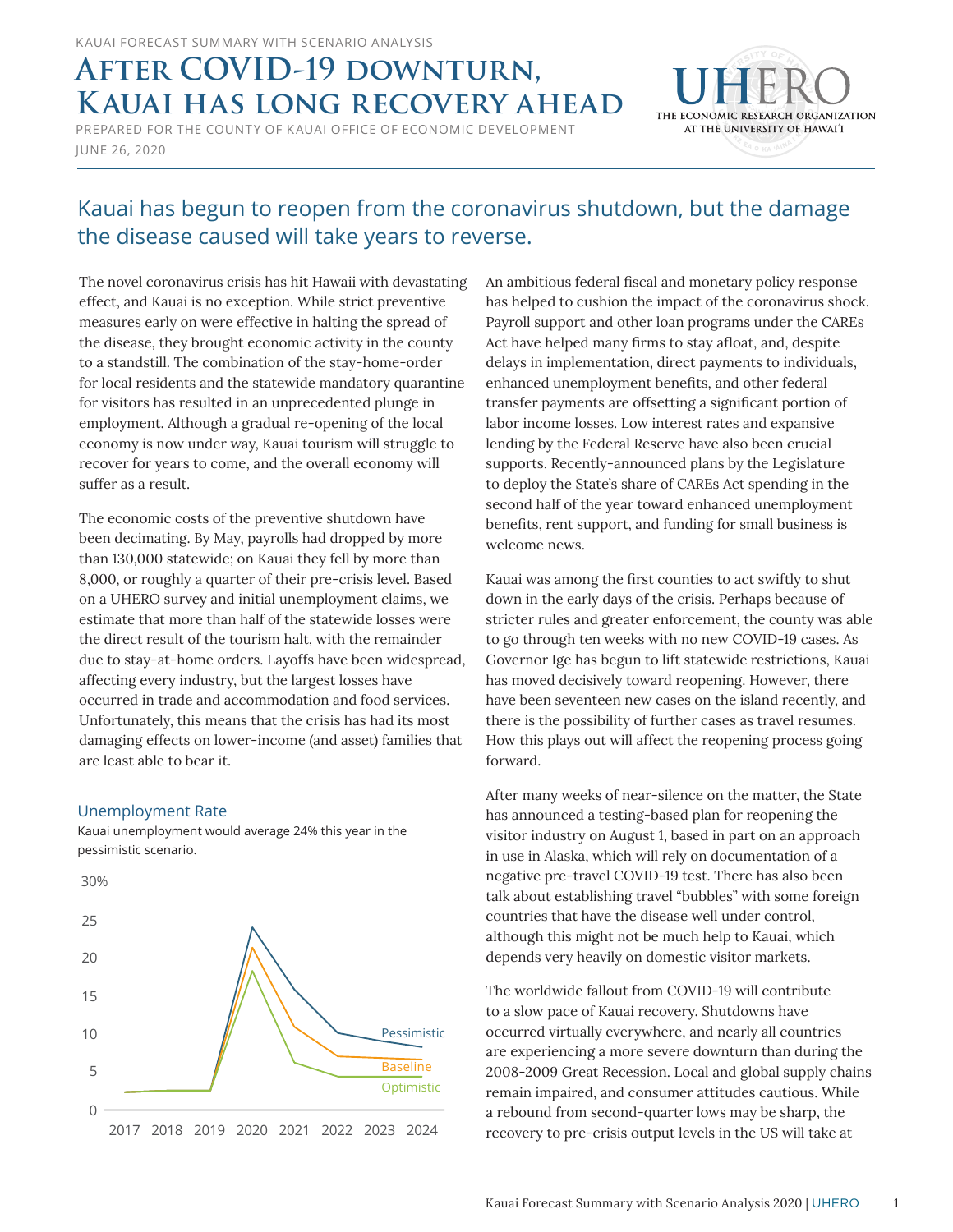KAUAI FORECAST SUMMARY WITH SCENARIO ANALYSIS

# After COVID-19 downturn, Kauai has long recovery ahead

PREPARED FOR THE COUNTY OF KAUAI OFFICE OF ECONOMIC DEVELOPMENT

JUNE 26, 2020

## Kauai has begun to reopen from the coronavirus shutdown, but the damage the disease caused will take years to reverse.

The novel coronavirus crisis has hit Hawaii with devastating effect, and Kauai is no exception. While strict preventive measures early on were effective in halting the spread of the disease, they brought economic activity in the county to a standstill. The combination of the stay-home-order for local residents and the statewide mandatory quarantine for visitors has resulted in an unprecedented plunge in employment. Although a gradual re-opening of the local economy is now under way, Kauai tourism will struggle to recover for years to come, and the overall economy will suffer as a result.

The economic costs of the preventive shutdown have been decimating. By May, payrolls had dropped by more than 130,000 statewide; on Kauai they fell by more than 8,000, or roughly a quarter of their pre-crisis level. Based on a UHERO survey and initial unemployment claims, we estimate that more than half of the statewide losses were the direct result of the tourism halt, with the remainder due to stay-at-home orders. Layoffs have been widespread, affecting every industry, but the largest losses have occurred in trade and accommodation and food services. Unfortunately, this means that the crisis has had its most damaging effects on lower-income (and asset) families that are least able to bear it.

### Unemployment Rate

Kauai unemployment would average 24% this year in the pessimistic scenario.

An ambitious federal fiscal and monetary policy response has helped to cushion the impact of the coronavirus shock. Payroll support and other loan programs under the CAREs Act have helped many firms to stay afloat, and, despite delays in implementation, direct payments to individuals, enhanced unemployment benefits, and other federal transfer payments are offsetting a significant portion of labor income losses. Low interest rates and expansive lending by the Federal Reserve have also been crucial supports. Recently-announced plans by the Legislature to deploy the State's share of CAREs Act spending in the second half of the year toward enhanced unemployment benefits, rent support, and funding for small business is welcome news.

Kauai was among the first counties to act swiftly to shut down in the early days of the crisis. Perhaps because of stricter rules and greater enforcement, the county was able to go through ten weeks with no new COVID-19 cases. As Governor Ige has begun to lift statewide restrictions, Kauai has moved decisively toward reopening. However, there have been seventeen new cases on the island recently, and there is the possibility of further cases as travel resumes. How this plays out will affect the reopening process going forward.

After many weeks of near-silence on the matter, the State has announced a testing-based plan for reopening the visitor industry on August 1, based in part on an approach in use in Alaska, which will rely on documentation of a negative pre-travel COVID-19 test. There has also been talk about establishing travel "bubbles" with some foreign countries that have the disease well under control, although this might not be much help to Kauai, which depends very heavily on domestic visitor markets.

The worldwide fallout from COVID-19 will contribute to a slow pace of Kauai recovery. Shutdowns have occurred virtually everywhere, and nearly all countries are experiencing a more severe downturn than during the 2008-2009 Great Recession. Local and global supply chains remain impaired, and consumer attitudes cautious. While a rebound from second-quarter lows may be sharp, the recovery to pre-crisis output levels in the US will take at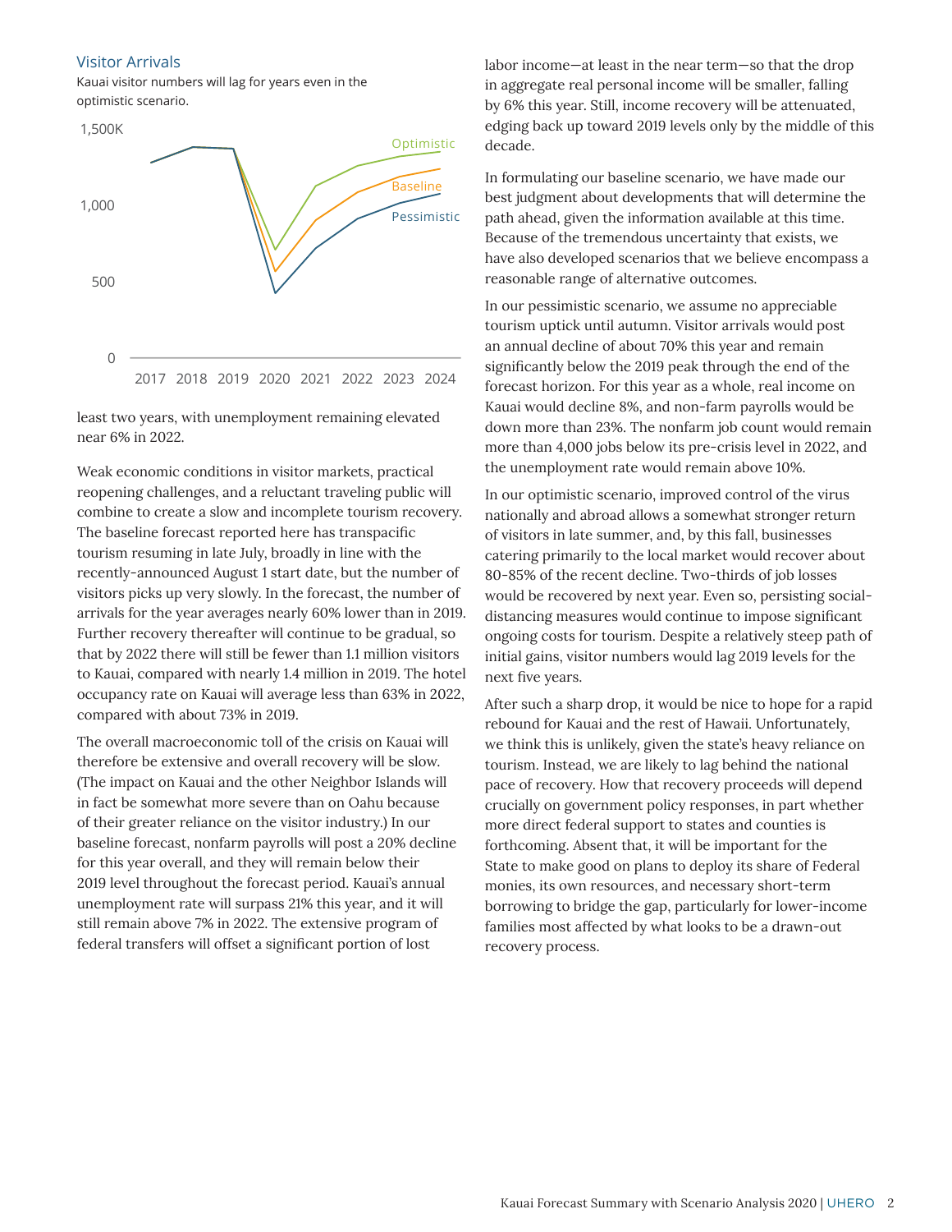### Visitor Arrivals

Kauai visitor numbers will lag for years even in the optimistic scenario.

least two years, with unemployment remaining elevated near 6% in 2022.

Weak economic conditions in visitor markets, practical reopening challenges, and a reluctant traveling public will combine to create a slow and incomplete tourism recovery. The baseline forecast reported here has transpacific tourism resuming in late July, broadly in line with the recently-announced August 1 start date, but the number of visitors picks up very slowly. In the forecast, the number of arrivals for the year averages nearly 60% lower than in 2019. Further recovery thereafter will continue to be gradual, so that by 2022 there will still be fewer than 1.1 million visitors to Kauai, compared with nearly 1.4 million in 2019. The hotel occupancy rate on Kauai will average less than 63% in 2022, compared with about 73% in 2019.

The overall macroeconomic toll of the crisis on Kauai will therefore be extensive and overall recovery will be slow. (The impact on Kauai and the other Neighbor Islands will in fact be somewhat more severe than on Oahu because of their greater reliance on the visitor industry.) In our baseline forecast, nonfarm payrolls will post a 20% decline for this year overall, and they will remain below their 2019 level throughout the forecast period. Kauai's annual unemployment rate will surpass 21% this year, and it will still remain above 7% in 2022. The extensive program of federal transfers will offset a significant portion of lost labor income—at least in the near term—so that the drop in aggregate real personal income will be smaller, falling by 6% this year. Still, income recovery will be attenuated, edging back up toward 2019 levels only by the middle of this decade.

In formulating our baseline scenario, we have made our best judgment about developments that will determine the path ahead, given the information available at this time. Because of the tremendous uncertainty that exists, we have also developed scenarios that we believe encompass a reasonable range of alternative outcomes.

In our pessimistic scenario, we assume no appreciable tourism uptick until autumn. Visitor arrivals would post an annual decline of about 70% this year and remain significantly below the 2019 peak through the end of the forecast horizon. For this year as a whole, real income on Kauai would decline 8%, and non-farm payrolls would be down more than 23%. The nonfarm job count would remain more than 4,000 jobs below its pre-crisis level in 2022, and the unemployment rate would remain above 10%.

In our optimistic scenario, improved control of the virus nationally and abroad allows a somewhat stronger return of visitors in late summer, and, by this fall, businesses catering primarily to the local market would recover about 80-85% of the recent decline. Two-thirds of job losses would be recovered by next year. Even so, persisting social-distancing measures would continue to impose significant ongoing costs for tourism. Despite a relatively steep path of initial gains, visitor numbers would lag 2019 levels for the next five years.

After such a sharp drop, it would be nice to hope for a rapid rebound for Kauai and the rest of Hawaii. Unfortunately, we think this is unlikely, given the state's heavy reliance on tourism. Instead, we are likely to lag behind the national pace of recovery. How that recovery proceeds will depend crucially on government policy responses, in part whether more direct federal support to states and counties is forthcoming. Absent that, it will be important for the State to make good on plans to deploy its share of Federal monies, its own resources, and necessary short-term borrowing to bridge the gap, particularly for lower-income families most affected by what looks to be a drawn-out recovery process.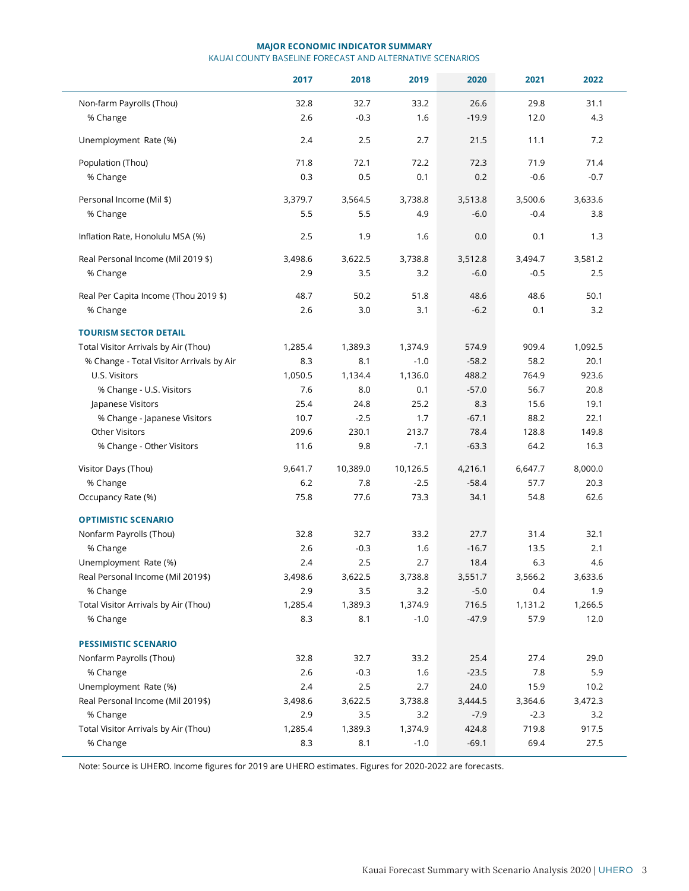## MAJOR ECONOMIC INDICATOR SUMMARY

KAUAI COUNTY BASELINE FORECAST AND ALTERNATIVE SCENARIOS

| | 2017 | 2018 | 2019 | 2020 | 2021 | 2022 |
|---|---|---|---|---|---|---|
| Non-farm Payrolls (Thou) | 32.8 | 32.7 | 33.2 | 26.6 | 29.8 | 31.1 |
| % Change | 2.6 | -0.3 | 1.6 | -19.9 | 12.0 | 4.3 |
| Unemployment Rate (%) | 2.4 | 2.5 | 2.7 | 21.5 | 11.1 | 7.2 |
| Population (Thou) | 71.8 | 72.1 | 72.2 | 72.3 | 71.9 | 71.4 |
| % Change | 0.3 | 0.5 | 0.1 | 0.2 | -0.6 | -0.7 |
| Personal Income (Mil $) | 3,379.7 | 3,564.5 | 3,738.8 | 3,513.8 | 3,500.6 | 3,633.6 |
| % Change | 5.5 | 5.5 | 4.9 | -6.0 | -0.4 | 3.8 |
| Inflation Rate, Honolulu MSA (%) | 2.5 | 1.9 | 1.6 | 0.0 | 0.1 | 1.3 |
| Real Personal Income (Mil 2019 $) | 3,498.6 | 3,622.5 | 3,738.8 | 3,512.8 | 3,494.7 | 3,581.2 |
| % Change | 2.9 | 3.5 | 3.2 | -6.0 | -0.5 | 2.5 |
| Real Per Capita Income (Thou 2019 $) | 48.7 | 50.2 | 51.8 | 48.6 | 48.6 | 50.1 |
| % Change | 2.6 | 3.0 | 3.1 | -6.2 | 0.1 | 3.2 |
| **TOURISM SECTOR DETAIL** | | | | | | |
| Total Visitor Arrivals by Air (Thou) | 1,285.4 | 1,389.3 | 1,374.9 | 574.9 | 909.4 | 1,092.5 |
| % Change - Total Visitor Arrivals by Air | 8.3 | 8.1 | -1.0 | -58.2 | 58.2 | 20.1 |
| U.S. Visitors | 1,050.5 | 1,134.4 | 1,136.0 | 488.2 | 764.9 | 923.6 |
| % Change - U.S. Visitors | 7.6 | 8.0 | 0.1 | -57.0 | 56.7 | 20.8 |
| Japanese Visitors | 25.4 | 24.8 | 25.2 | 8.3 | 15.6 | 19.1 |
| % Change - Japanese Visitors | 10.7 | -2.5 | 1.7 | -67.1 | 88.2 | 22.1 |
| Other Visitors | 209.6 | 230.1 | 213.7 | 78.4 | 128.8 | 149.8 |
| % Change - Other Visitors | 11.6 | 9.8 | -7.1 | -63.3 | 64.2 | 16.3 |
| Visitor Days (Thou) | 9,641.7 | 10,389.0 | 10,126.5 | 4,216.1 | 6,647.7 | 8,000.0 |
| % Change | 6.2 | 7.8 | -2.5 | -58.4 | 57.7 | 20.3 |
| Occupancy Rate (%) | 75.8 | 77.6 | 73.3 | 34.1 | 54.8 | 62.6 |
| **OPTIMISTIC SCENARIO** | | | | | | |
| Nonfarm Payrolls (Thou) | 32.8 | 32.7 | 33.2 | 27.7 | 31.4 | 32.1 |
| % Change | 2.6 | -0.3 | 1.6 | -16.7 | 13.5 | 2.1 |
| Unemployment Rate (%) | 2.4 | 2.5 | 2.7 | 18.4 | 6.3 | 4.6 |
| Real Personal Income (Mil 2019$) | 3,498.6 | 3,622.5 | 3,738.8 | 3,551.7 | 3,566.2 | 3,633.6 |
| % Change | 2.9 | 3.5 | 3.2 | -5.0 | 0.4 | 1.9 |
| Total Visitor Arrivals by Air (Thou) | 1,285.4 | 1,389.3 | 1,374.9 | 716.5 | 1,131.2 | 1,266.5 |
| % Change | 8.3 | 8.1 | -1.0 | -47.9 | 57.9 | 12.0 |
| **PESSIMISTIC SCENARIO** | | | | | | |
| Nonfarm Payrolls (Thou) | 32.8 | 32.7 | 33.2 | 25.4 | 27.4 | 29.0 |
| % Change | 2.6 | -0.3 | 1.6 | -23.5 | 7.8 | 5.9 |
| Unemployment Rate (%) | 2.4 | 2.5 | 2.7 | 24.0 | 15.9 | 10.2 |
| Real Personal Income (Mil 2019$) | 3,498.6 | 3,622.5 | 3,738.8 | 3,444.5 | 3,364.6 | 3,472.3 |
| % Change | 2.9 | 3.5 | 3.2 | -7.9 | -2.3 | 3.2 |
| Total Visitor Arrivals by Air (Thou) | 1,285.4 | 1,389.3 | 1,374.9 | 424.8 | 719.8 | 917.5 |
| % Change | 8.3 | 8.1 | -1.0 | -69.1 | 69.4 | 27.5 |

Note: Source is UHERO. Income figures for 2019 are UHERO estimates. Figures for 2020-2022 are forecasts.